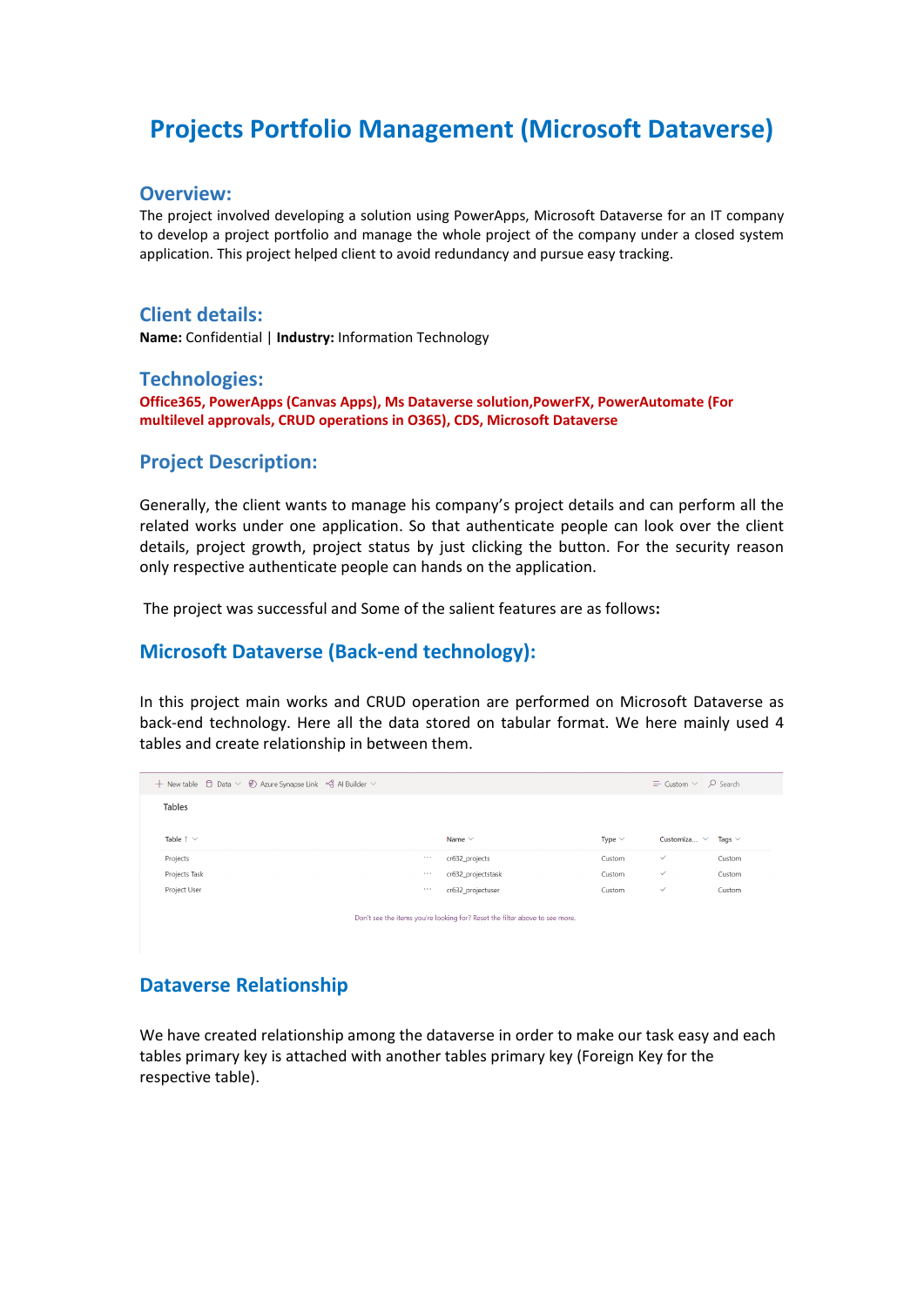# Projects Portfolio Management (Microsoft Dataverse)

## Overview:

The project involved developing a solution using PowerApps, Microsoft Dataverse for an IT company to develop a project portfolio and manage the whole project of the company under a closed system application. This project helped client to avoid redundancy and pursue easy tracking.

## Client details:

**Name:** Confidential | **Industry:** Information Technology

## Technologies:

**Office365, PowerApps (Canvas Apps), Ms Dataverse solution,PowerFX, PowerAutomate (For multilevel approvals, CRUD operations in O365), CDS, Microsoft Dataverse**

## Project Description:

Generally, the client wants to manage his company's project details and can perform all the related works under one application. So that authenticate people can look over the client details, project growth, project status by just clicking the button. For the security reason only respective authenticate people can hands on the application.

The project was successful and Some of the salient features are as follows**:**

## Microsoft Dataverse (Back-end technology):

In this project main works and CRUD operation are performed on Microsoft Dataverse as back-end technology. Here all the data stored on tabular format. We here mainly used 4 tables and create relationship in between them.

+ New table | Data | Azure Synapse Link | AI Builder | Custom | Search

Tables

| Table ↑ | Name | Type | Customiza... | Tags |
|---|---|---|---|---|
| Projects | cr632_projects | Custom | ✓ | Custom |
| Projects Task | cr632_projectstask | Custom | ✓ | Custom |
| Project User | cr632_projectuser | Custom | ✓ | Custom |

Don't see the items you're looking for? Reset the filter above to see more.

## Dataverse Relationship

We have created relationship among the dataverse in order to make our task easy and each tables primary key is attached with another tables primary key (Foreign Key for the respective table).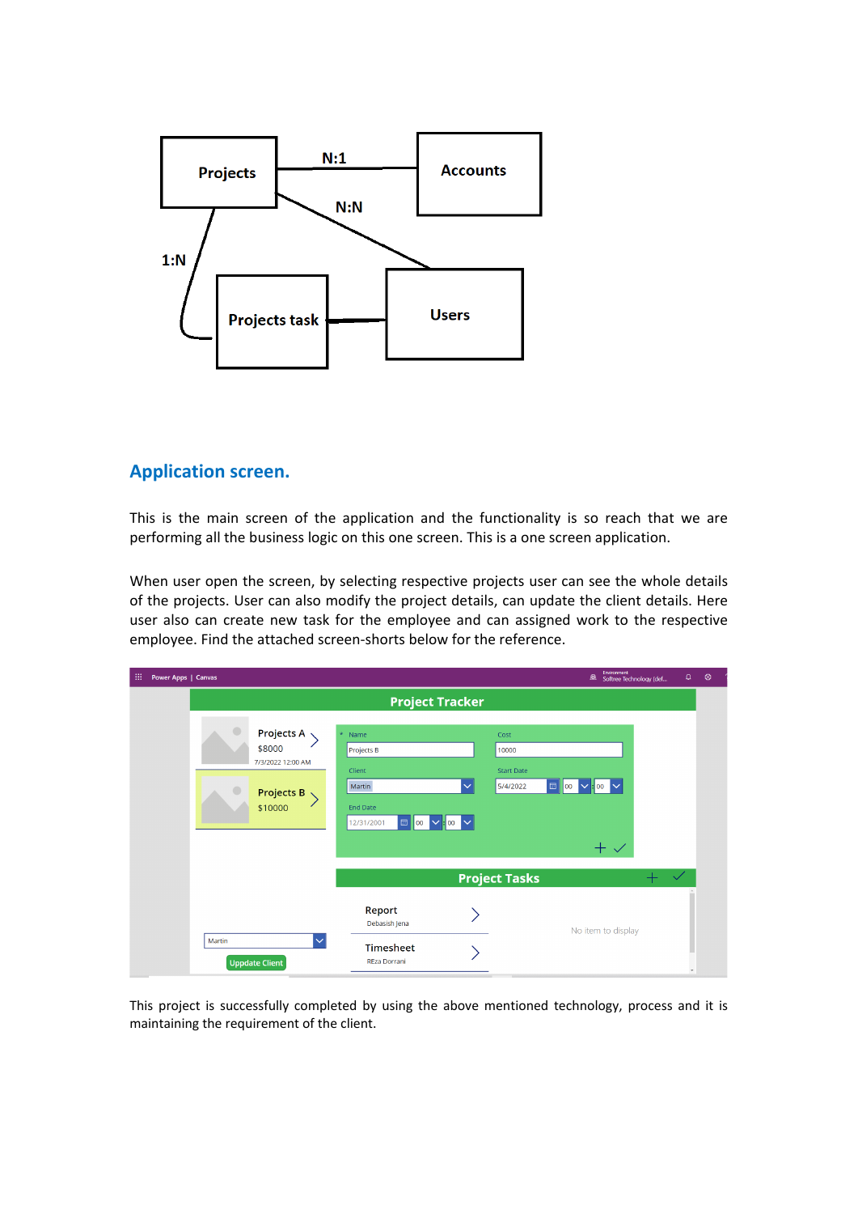Projects

N:1

Accounts

N:N

1:N

Projects task

Users

## Application screen.

This is the main screen of the application and the functionality is so reach that we are performing all the business logic on this one screen. This is a one screen application.

When user open the screen, by selecting respective projects user can see the whole details of the projects. User can also modify the project details, can update the client details. Here user also can create new task for the employee and can assigned work to the respective employee. Find the attached screen-shorts below for the reference.

Power Apps | Canvas

Environment
Softree Technology (def...

Project Tracker

Projects A
$8000
7/3/2022 12:00 AM

Projects B
$10000

\* Name
Projects B

Cost
10000

Client
Martin

Start Date
5/4/2022
00 : 00

End Date
12/31/2001
00 : 00

Project Tasks

Report
Debasish Jena

Timesheet
REza Dorrani

No item to display

Martin

Uppdate Client

This project is successfully completed by using the above mentioned technology, process and it is maintaining the requirement of the client.